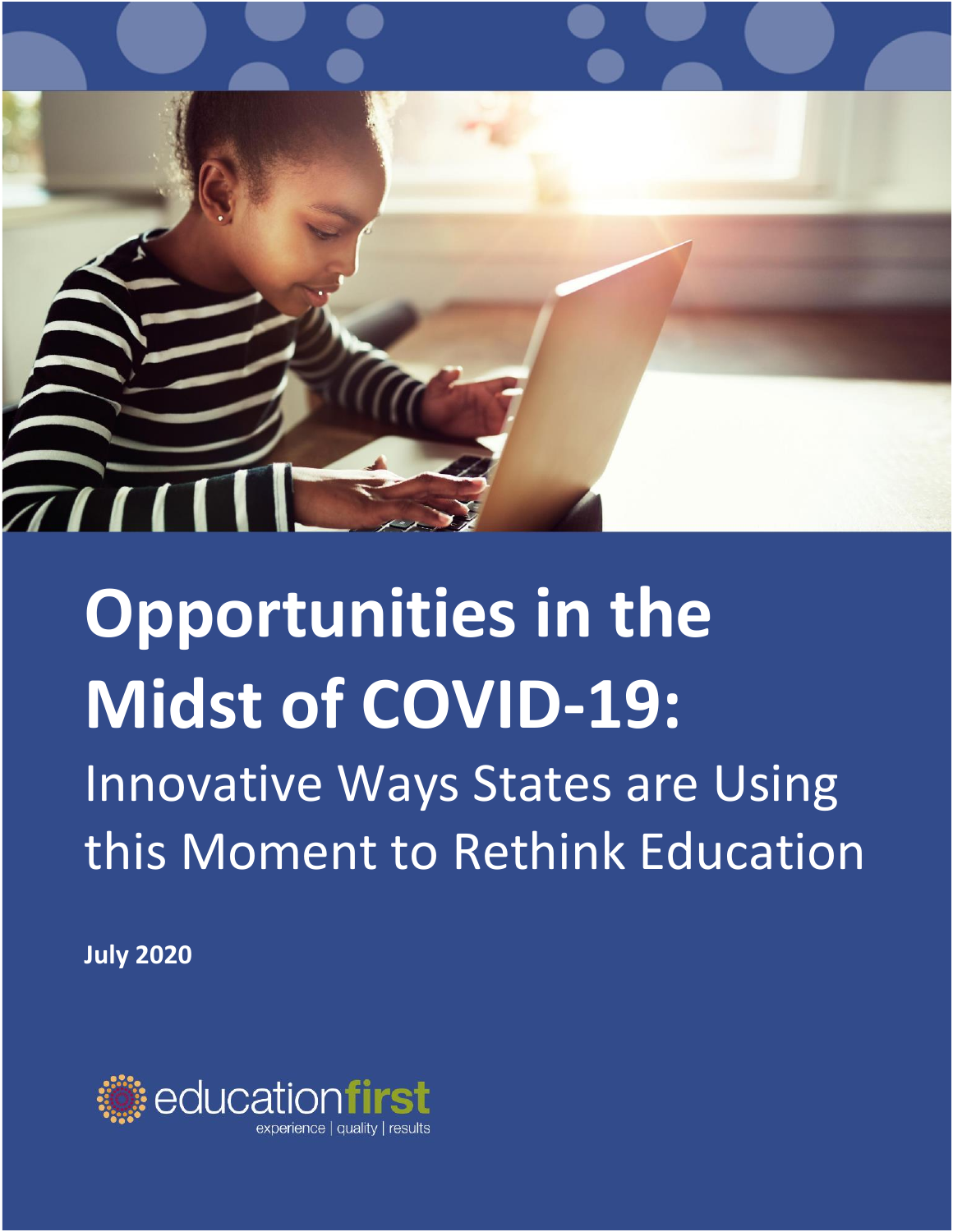# Opportunities in the Midst of COVID-19:

## Innovative Ways States are Using this Moment to Rethink Education

**July 2020**

educationfirst

experience | quality | results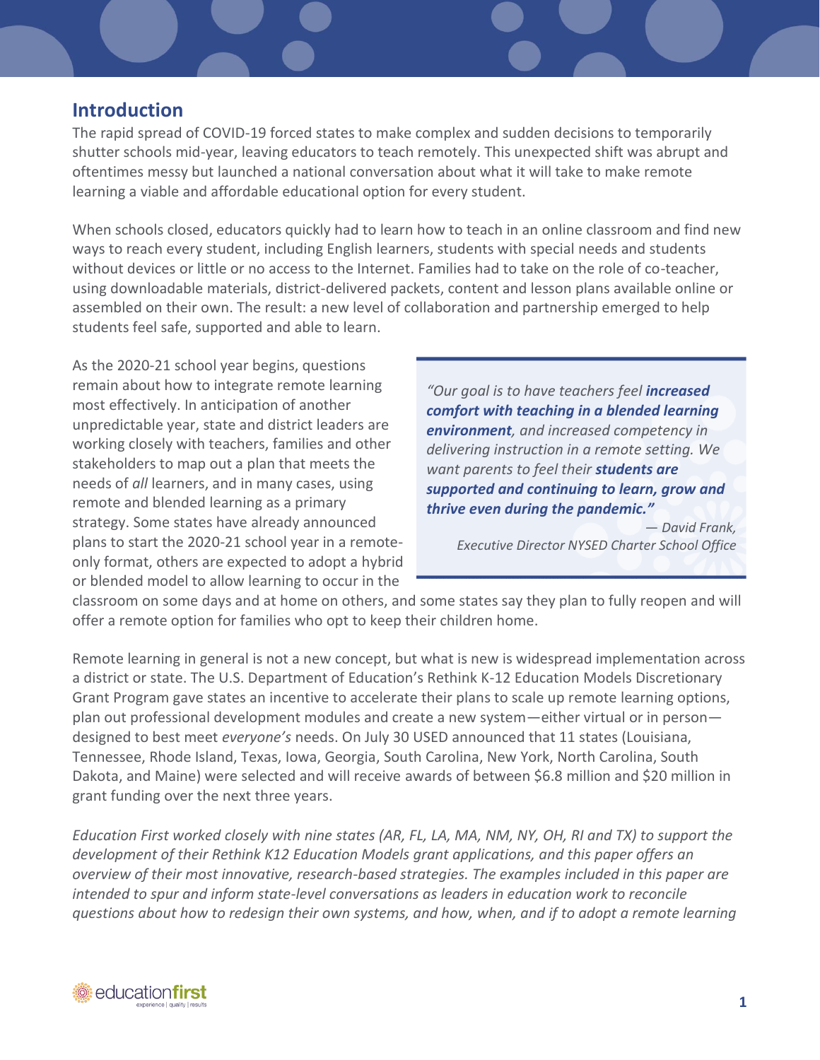## Introduction

The rapid spread of COVID-19 forced states to make complex and sudden decisions to temporarily shutter schools mid-year, leaving educators to teach remotely. This unexpected shift was abrupt and oftentimes messy but launched a national conversation about what it will take to make remote learning a viable and affordable educational option for every student.

When schools closed, educators quickly had to learn how to teach in an online classroom and find new ways to reach every student, including English learners, students with special needs and students without devices or little or no access to the Internet. Families had to take on the role of co-teacher, using downloadable materials, district-delivered packets, content and lesson plans available online or assembled on their own. The result: a new level of collaboration and partnership emerged to help students feel safe, supported and able to learn.

As the 2020-21 school year begins, questions remain about how to integrate remote learning most effectively. In anticipation of another unpredictable year, state and district leaders are working closely with teachers, families and other stakeholders to map out a plan that meets the needs of *all* learners, and in many cases, using remote and blended learning as a primary strategy. Some states have already announced plans to start the 2020-21 school year in a remote-only format, others are expected to adopt a hybrid or blended model to allow learning to occur in the classroom on some days and at home on others, and some states say they plan to fully reopen and will offer a remote option for families who opt to keep their children home.

> *"Our goal is to have teachers feel **increased comfort with teaching in a blended learning environment**, and increased competency in delivering instruction in a remote setting. We want parents to feel their **students are supported and continuing to learn, grow and thrive even during the pandemic."***
>
> *— David Frank, Executive Director NYSED Charter School Office*

Remote learning in general is not a new concept, but what is new is widespread implementation across a district or state. The U.S. Department of Education's Rethink K-12 Education Models Discretionary Grant Program gave states an incentive to accelerate their plans to scale up remote learning options, plan out professional development modules and create a new system—either virtual or in person—designed to best meet *everyone's* needs. On July 30 USED announced that 11 states (Louisiana, Tennessee, Rhode Island, Texas, Iowa, Georgia, South Carolina, New York, North Carolina, South Dakota, and Maine) were selected and will receive awards of between \$6.8 million and \$20 million in grant funding over the next three years.

*Education First worked closely with nine states (AR, FL, LA, MA, NM, NY, OH, RI and TX) to support the development of their Rethink K12 Education Models grant applications, and this paper offers an overview of their most innovative, research-based strategies. The examples included in this paper are intended to spur and inform state-level conversations as leaders in education work to reconcile questions about how to redesign their own systems, and how, when, and if to adopt a remote learning*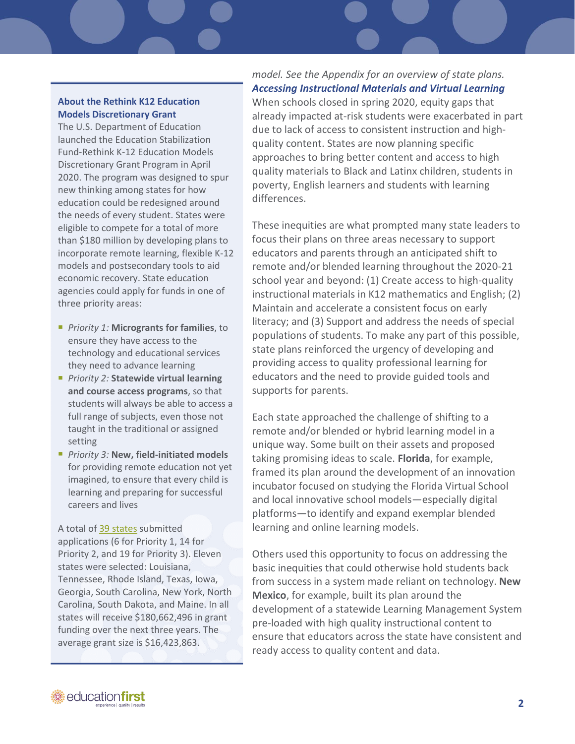### About the Rethink K12 Education Models Discretionary Grant

The U.S. Department of Education launched the Education Stabilization Fund-Rethink K-12 Education Models Discretionary Grant Program in April 2020. The program was designed to spur new thinking among states for how education could be redesigned around the needs of every student. States were eligible to compete for a total of more than $180 million by developing plans to incorporate remote learning, flexible K-12 models and postsecondary tools to aid economic recovery. State education agencies could apply for funds in one of three priority areas:

- *Priority 1:* **Microgrants for families**, to ensure they have access to the technology and educational services they need to advance learning
- *Priority 2:* **Statewide virtual learning and course access programs**, so that students will always be able to access a full range of subjects, even those not taught in the traditional or assigned setting
- *Priority 3:* **New, field-initiated models** for providing remote education not yet imagined, to ensure that every child is learning and preparing for successful careers and lives

A total of 39 states submitted applications (6 for Priority 1, 14 for Priority 2, and 19 for Priority 3). Eleven states were selected: Louisiana, Tennessee, Rhode Island, Texas, Iowa, Georgia, South Carolina, New York, North Carolina, South Dakota, and Maine. In all states will receive $180,662,496 in grant funding over the next three years. The average grant size is $16,423,863.

*model. See the Appendix for an overview of state plans.*

***Accessing Instructional Materials and Virtual Learning***

When schools closed in spring 2020, equity gaps that already impacted at-risk students were exacerbated in part due to lack of access to consistent instruction and high-quality content. States are now planning specific approaches to bring better content and access to high quality materials to Black and Latinx children, students in poverty, English learners and students with learning differences.

These inequities are what prompted many state leaders to focus their plans on three areas necessary to support educators and parents through an anticipated shift to remote and/or blended learning throughout the 2020-21 school year and beyond: (1) Create access to high-quality instructional materials in K12 mathematics and English; (2) Maintain and accelerate a consistent focus on early literacy; and (3) Support and address the needs of special populations of students. To make any part of this possible, state plans reinforced the urgency of developing and providing access to quality professional learning for educators and the need to provide guided tools and supports for parents.

Each state approached the challenge of shifting to a remote and/or blended or hybrid learning model in a unique way. Some built on their assets and proposed taking promising ideas to scale. **Florida**, for example, framed its plan around the development of an innovation incubator focused on studying the Florida Virtual School and local innovative school models—especially digital platforms—to identify and expand exemplar blended learning and online learning models.

Others used this opportunity to focus on addressing the basic inequities that could otherwise hold students back from success in a system made reliant on technology. **New Mexico**, for example, built its plan around the development of a statewide Learning Management System pre-loaded with high quality instructional content to ensure that educators across the state have consistent and ready access to quality content and data.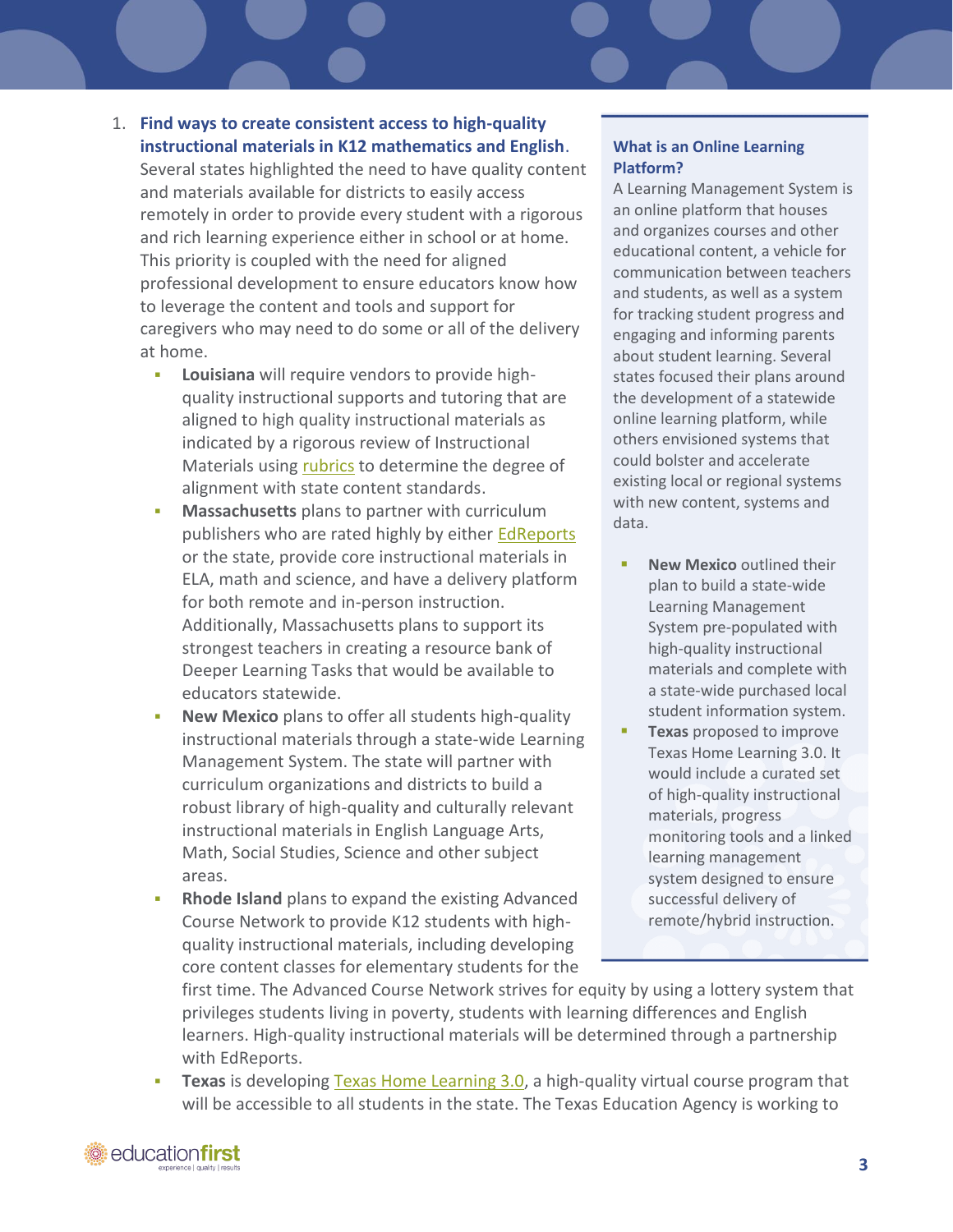1. **Find ways to create consistent access to high-quality instructional materials in K12 mathematics and English**. Several states highlighted the need to have quality content and materials available for districts to easily access remotely in order to provide every student with a rigorous and rich learning experience either in school or at home. This priority is coupled with the need for aligned professional development to ensure educators know how to leverage the content and tools and support for caregivers who may need to do some or all of the delivery at home.
   - **Louisiana** will require vendors to provide high-quality instructional supports and tutoring that are aligned to high quality instructional materials as indicated by a rigorous review of Instructional Materials using rubrics to determine the degree of alignment with state content standards.
   - **Massachusetts** plans to partner with curriculum publishers who are rated highly by either EdReports or the state, provide core instructional materials in ELA, math and science, and have a delivery platform for both remote and in-person instruction. Additionally, Massachusetts plans to support its strongest teachers in creating a resource bank of Deeper Learning Tasks that would be available to educators statewide.
   - **New Mexico** plans to offer all students high-quality instructional materials through a state-wide Learning Management System. The state will partner with curriculum organizations and districts to build a robust library of high-quality and culturally relevant instructional materials in English Language Arts, Math, Social Studies, Science and other subject areas.
   - **Rhode Island** plans to expand the existing Advanced Course Network to provide K12 students with high-quality instructional materials, including developing core content classes for elementary students for the first time. The Advanced Course Network strives for equity by using a lottery system that privileges students living in poverty, students with learning differences and English learners. High-quality instructional materials will be determined through a partnership with EdReports.
   - **Texas** is developing Texas Home Learning 3.0, a high-quality virtual course program that will be accessible to all students in the state. The Texas Education Agency is working to

**What is an Online Learning Platform?**

A Learning Management System is an online platform that houses and organizes courses and other educational content, a vehicle for communication between teachers and students, as well as a system for tracking student progress and engaging and informing parents about student learning. Several states focused their plans around the development of a statewide online learning platform, while others envisioned systems that could bolster and accelerate existing local or regional systems with new content, systems and data.

- **New Mexico** outlined their plan to build a state-wide Learning Management System pre-populated with high-quality instructional materials and complete with a state-wide purchased local student information system.
- **Texas** proposed to improve Texas Home Learning 3.0. It would include a curated set of high-quality instructional materials, progress monitoring tools and a linked learning management system designed to ensure successful delivery of remote/hybrid instruction.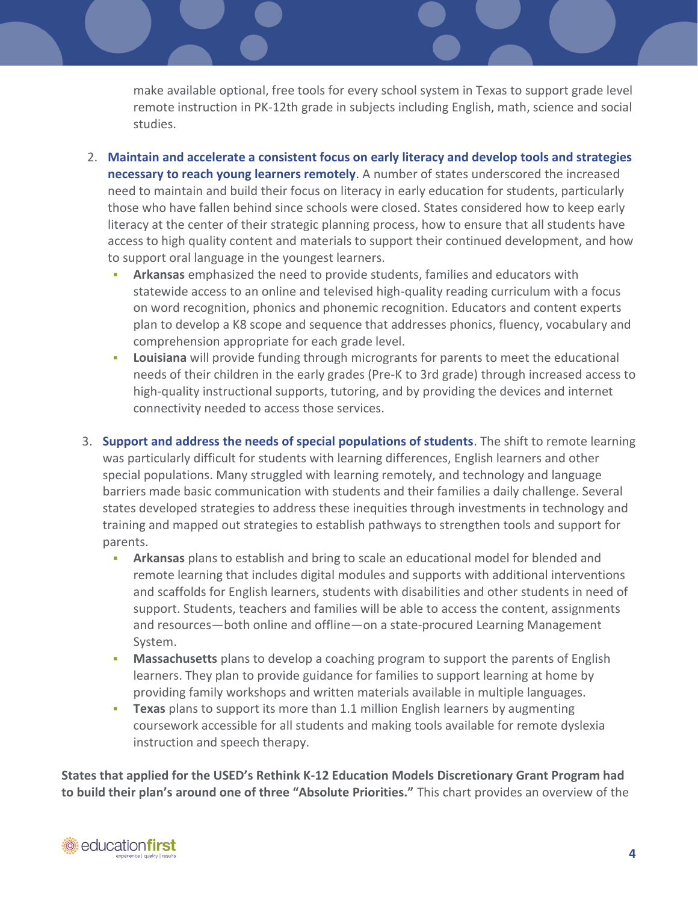make available optional, free tools for every school system in Texas to support grade level remote instruction in PK-12th grade in subjects including English, math, science and social studies.

2. **Maintain and accelerate a consistent focus on early literacy and develop tools and strategies necessary to reach young learners remotely**. A number of states underscored the increased need to maintain and build their focus on literacy in early education for students, particularly those who have fallen behind since schools were closed. States considered how to keep early literacy at the center of their strategic planning process, how to ensure that all students have access to high quality content and materials to support their continued development, and how to support oral language in the youngest learners.
   - **Arkansas** emphasized the need to provide students, families and educators with statewide access to an online and televised high-quality reading curriculum with a focus on word recognition, phonics and phonemic recognition. Educators and content experts plan to develop a K8 scope and sequence that addresses phonics, fluency, vocabulary and comprehension appropriate for each grade level.
   - **Louisiana** will provide funding through micrograntsfor parents to meet the educational needs of their children in the early grades (Pre-K to 3rd grade) through increased access to high-quality instructional supports, tutoring, and by providing the devices and internet connectivity needed to access those services.

3. **Support and address the needs of special populations of students**. The shift to remote learning was particularly difficult for students with learning differences, English learners and other special populations. Many struggled with learning remotely, and technology and language barriers made basic communication with students and their families a daily challenge. Several states developed strategies to address these inequities through investments in technology and training and mapped out strategies to establish pathways to strengthen tools and support for parents.
   - **Arkansas** plans to establish and bring to scale an educational model for blended and remote learning that includes digital modules and supports with additional interventions and scaffolds for English learners, students with disabilities and other students in need of support. Students, teachers and families will be able to access the content, assignments and resources—both online and offline—on a state-procured Learning Management System.
   - **Massachusetts** plans to develop a coaching program to support the parents of English learners. They plan to provide guidance for families to support learning at home by providing family workshops and written materials available in multiple languages.
   - **Texas** plans to support its more than 1.1 million English learners by augmenting coursework accessible for all students and making tools available for remote dyslexia instruction and speech therapy.

**States that applied for the USED's Rethink K-12 Education Models Discretionary Grant Program had to build their plan's around one of three "Absolute Priorities."** This chart provides an overview of the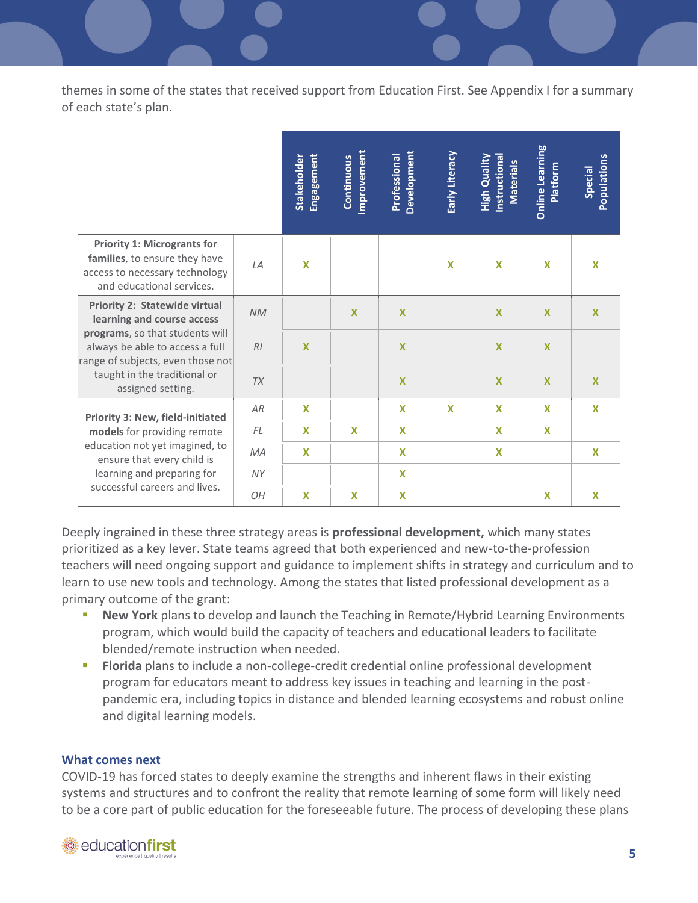themes in some of the states that received support from Education First. See Appendix I for a summary of each state's plan.

| | | Stakeholder Engagement | Continuous Improvement | Professional Development | Early Literacy | High Quality Instructional Materials | Online Learning Platform | Special Populations |
|---|---|---|---|---|---|---|---|---|
| **Priority 1: Microgrants for families**, to ensure they have access to necessary technology and educational services. | *LA* | X | | | X | X | X | X |
| **Priority 2: Statewide virtual learning and course access programs**, so that students will always be able to access a full range of subjects, even those not taught in the traditional or assigned setting. | *NM* | | X | X | | X | X | X |
| | *RI* | X | | X | | X | X | |
| | *TX* | | | X | | X | X | X |
| **Priority 3: New, field-initiated models** for providing remote education not yet imagined, to ensure that every child is learning and preparing for successful careers and lives. | *AR* | X | | X | X | X | X | X |
| | *FL* | X | X | X | | X | X | |
| | *MA* | X | | X | | X | | X |
| | *NY* | | | X | | | | |
| | *OH* | X | X | X | | | X | X |

Deeply ingrained in these three strategy areas is **professional development,** which many states prioritized as a key lever. State teams agreed that both experienced and new-to-the-profession teachers will need ongoing support and guidance to implement shifts in strategy and curriculum and to learn to use new tools and technology. Among the states that listed professional development as a primary outcome of the grant:

- **New York** plans to develop and launch the Teaching in Remote/Hybrid Learning Environments program, which would build the capacity of teachers and educational leaders to facilitate blended/remote instruction when needed.
- **Florida** plans to include a non-college-credit credential online professional development program for educators meant to address key issues in teaching and learning in the post-pandemic era, including topics in distance and blended learning ecosystems and robust online and digital learning models.

### What comes next

COVID-19 has forced states to deeply examine the strengths and inherent flaws in their existing systems and structures and to confront the reality that remote learning of some form will likely need to be a core part of public education for the foreseeable future. The process of developing these plans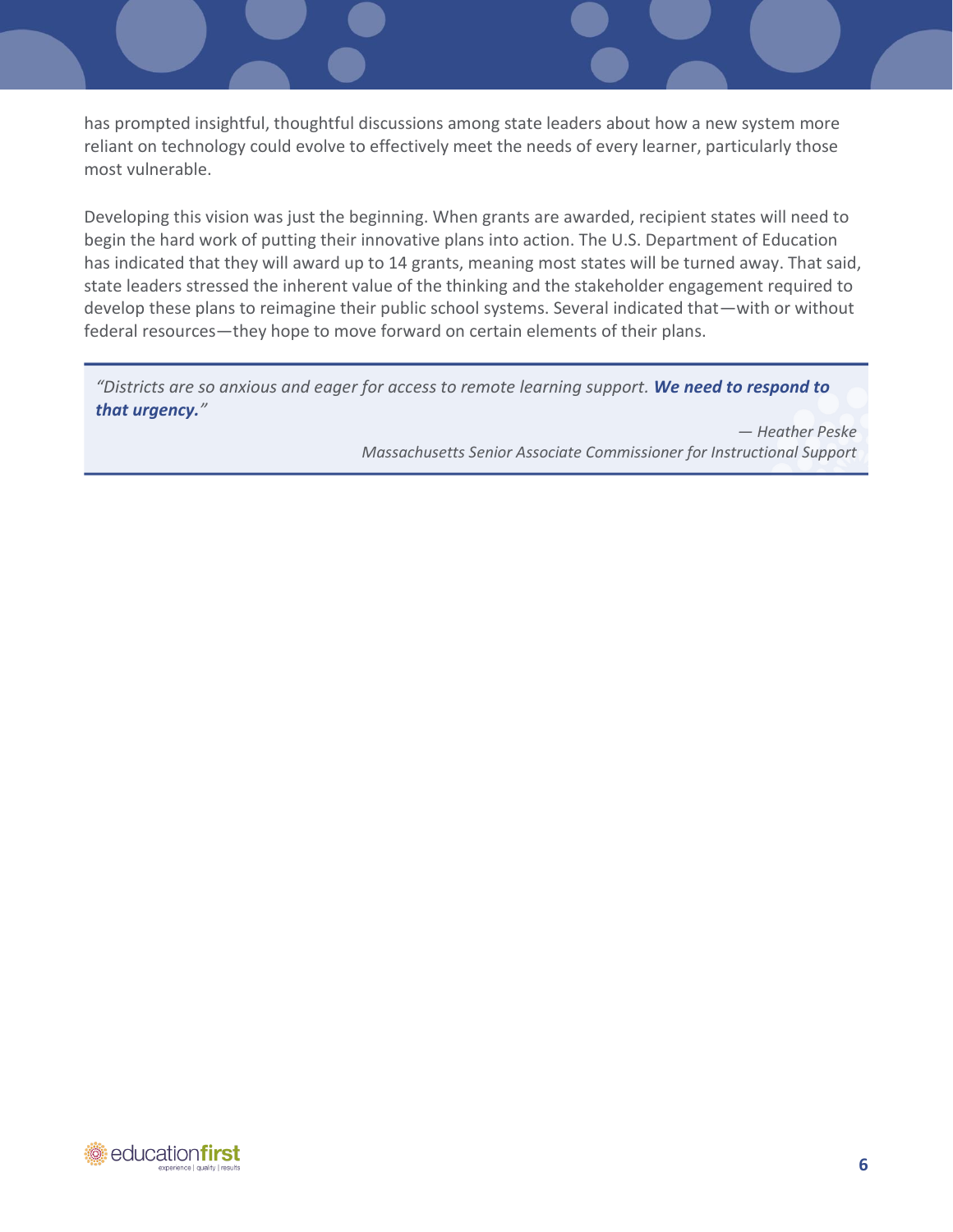has prompted insightful, thoughtful discussions among state leaders about how a new system more reliant on technology could evolve to effectively meet the needs of every learner, particularly those most vulnerable.

Developing this vision was just the beginning. When grants are awarded, recipient states will need to begin the hard work of putting their innovative plans into action. The U.S. Department of Education has indicated that they will award up to 14 grants, meaning most states will be turned away. That said, state leaders stressed the inherent value of the thinking and the stakeholder engagement required to develop these plans to reimagine their public school systems. Several indicated that—with or without federal resources—they hope to move forward on certain elements of their plans.

> *"Districts are so anxious and eager for access to remote learning support.* ***We need to respond to that urgency.****"*
>
> *— Heather Peske*
> *Massachusetts Senior Associate Commissioner for Instructional Support*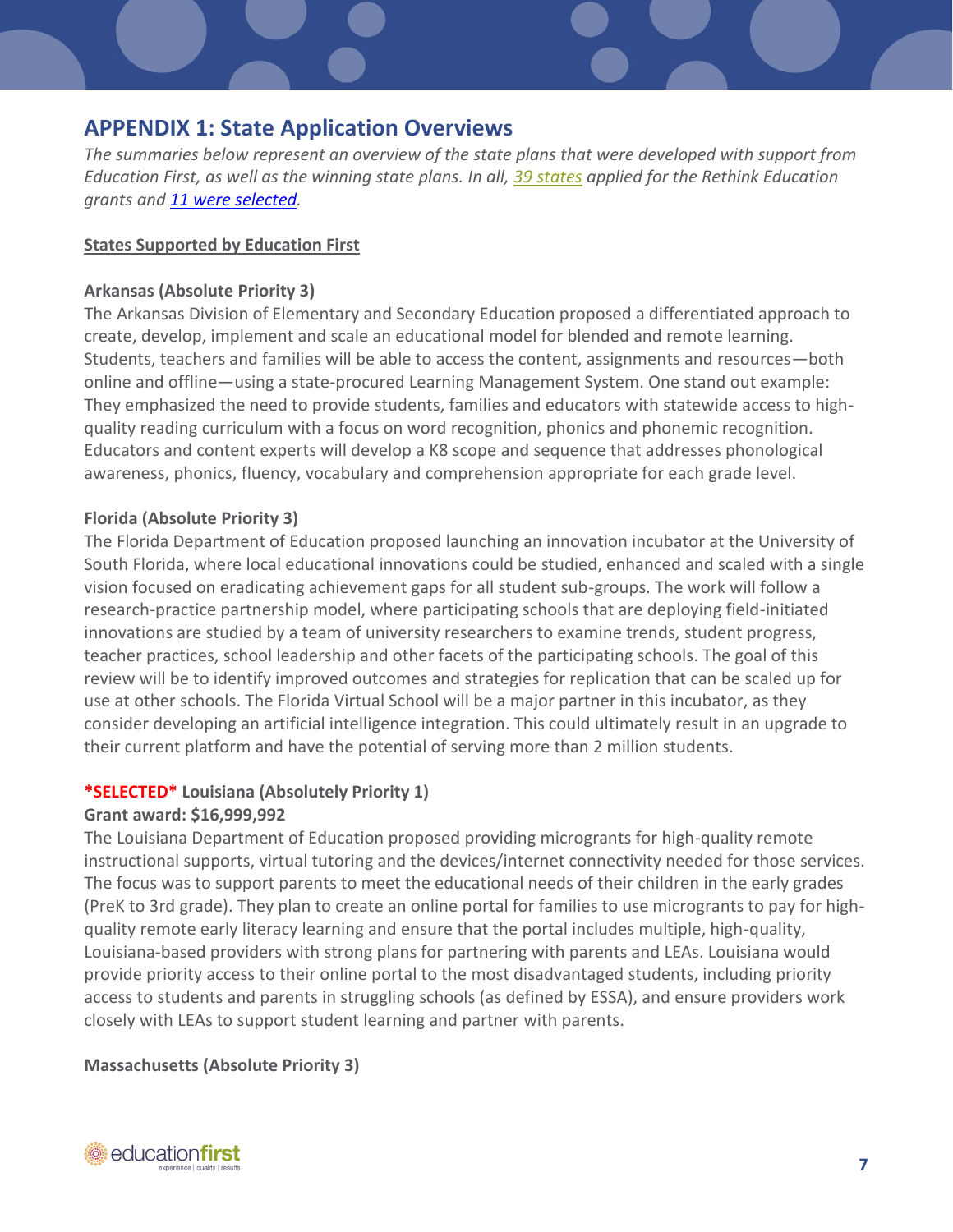## APPENDIX 1: State Application Overviews

*The summaries below represent an overview of the state plans that were developed with support from Education First, as well as the winning state plans. In all, [39 states] applied for the Rethink Education grants and [11 were selected].*

**States Supported by Education First**

**Arkansas (Absolute Priority 3)**

The Arkansas Division of Elementary and Secondary Education proposed a differentiated approach to create, develop, implement and scale an educational model for blended and remote learning. Students, teachers and families will be able to access the content, assignments and resources—both online and offline—using a state-procured Learning Management System. One stand out example: They emphasized the need to provide students, families and educators with statewide access to high-quality reading curriculum with a focus on word recognition, phonics and phonemic recognition. Educators and content experts will develop a K8 scope and sequence that addresses phonological awareness, phonics, fluency, vocabulary and comprehension appropriate for each grade level.

**Florida (Absolute Priority 3)**

The Florida Department of Education proposed launching an innovation incubator at the University of South Florida, where local educational innovations could be studied, enhanced and scaled with a single vision focused on eradicating achievement gaps for all student sub-groups. The work will follow a research-practice partnership model, where participating schools that are deploying field-initiated innovations are studied by a team of university researchers to examine trends, student progress, teacher practices, school leadership and other facets of the participating schools. The goal of this review will be to identify improved outcomes and strategies for replication that can be scaled up for use at other schools. The Florida Virtual School will be a major partner in this incubator, as they consider developing an artificial intelligence integration. This could ultimately result in an upgrade to their current platform and have the potential of serving more than 2 million students.

**\*SELECTED\* Louisiana (Absolutely Priority 1)**
**Grant award: $16,999,992**

The Louisiana Department of Education proposed providing microgrants for high-quality remote instructional supports, virtual tutoring and the devices/internet connectivity needed for those services. The focus was to support parents to meet the educational needs of their children in the early grades (PreK to 3rd grade). They plan to create an online portal for families to use microgrants to pay for high-quality remote early literacy learning and ensure that the portal includes multiple, high-quality, Louisiana-based providers with strong plans for partnering with parents and LEAs. Louisiana would provide priority access to their online portal to the most disadvantaged students, including priority access to students and parents in struggling schools (as defined by ESSA), and ensure providers work closely with LEAs to support student learning and partner with parents.

**Massachusetts (Absolute Priority 3)**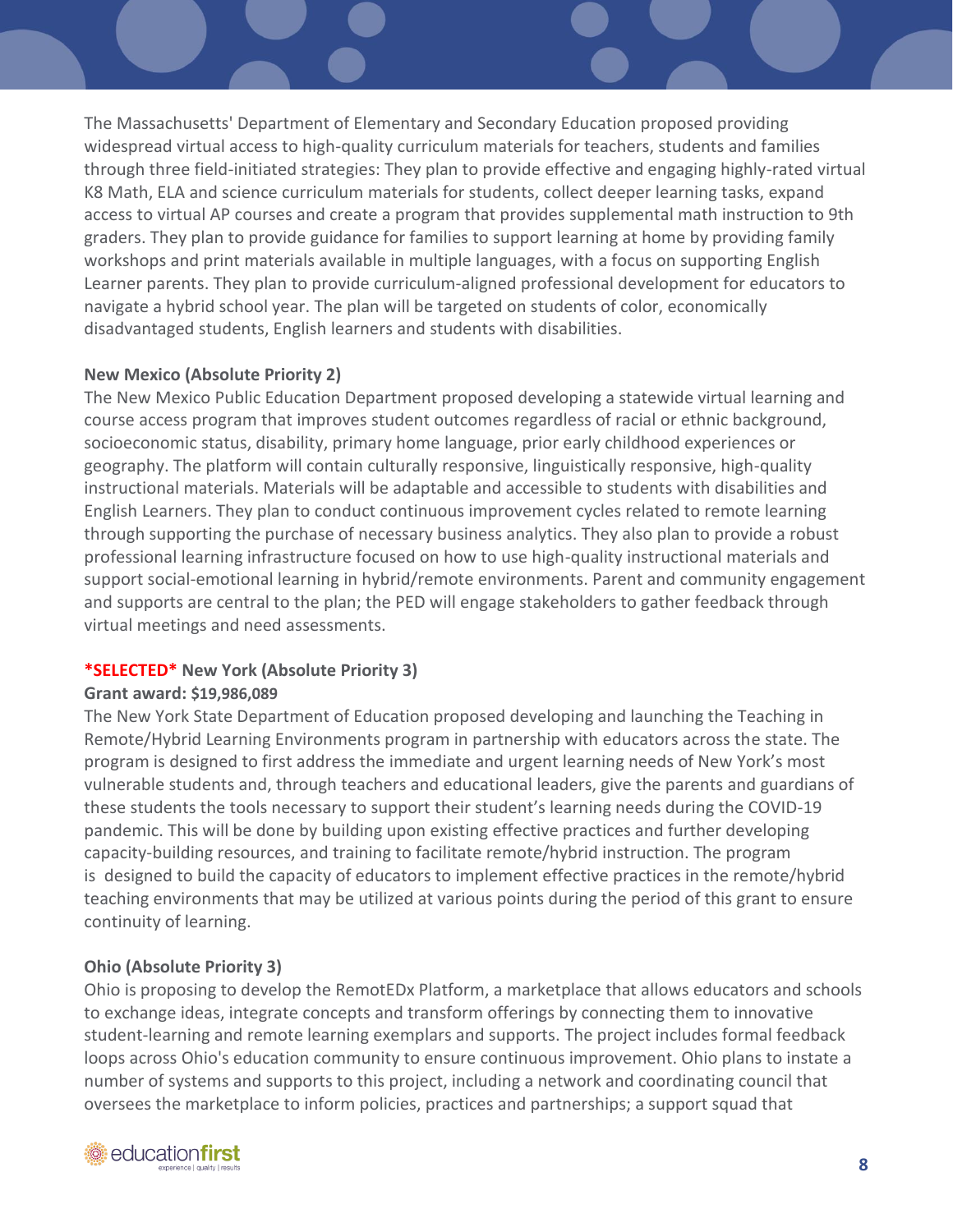The Massachusetts' Department of Elementary and Secondary Education proposed providing widespread virtual access to high-quality curriculum materials for teachers, students and families through three field-initiated strategies: They plan to provide effective and engaging highly-rated virtual K8 Math, ELA and science curriculum materials for students, collect deeper learning tasks, expand access to virtual AP courses and create a program that provides supplemental math instruction to 9th graders. They plan to provide guidance for families to support learning at home by providing family workshops and print materials available in multiple languages, with a focus on supporting English Learner parents. They plan to provide curriculum-aligned professional development for educators to navigate a hybrid school year. The plan will be targeted on students of color, economically disadvantaged students, English learners and students with disabilities.

**New Mexico (Absolute Priority 2)**

The New Mexico Public Education Department proposed developing a statewide virtual learning and course access program that improves student outcomes regardless of racial or ethnic background, socioeconomic status, disability, primary home language, prior early childhood experiences or geography. The platform will contain culturally responsive, linguistically responsive, high-quality instructional materials. Materials will be adaptable and accessible to students with disabilities and English Learners. They plan to conduct continuous improvement cycles related to remote learning through supporting the purchase of necessary business analytics. They also plan to provide a robust professional learning infrastructure focused on how to use high-quality instructional materials and support social-emotional learning in hybrid/remote environments. Parent and community engagement and supports are central to the plan; the PED will engage stakeholders to gather feedback through virtual meetings and need assessments.

**\*SELECTED\* New York (Absolute Priority 3)**

**Grant award: $19,986,089**

The New York State Department of Education proposed developing and launching the Teaching in Remote/Hybrid Learning Environments program in partnership with educators across the state. The program is designed to first address the immediate and urgent learning needs of New York's most vulnerable students and, through teachers and educational leaders, give the parents and guardians of these students the tools necessary to support their student's learning needs during the COVID-19 pandemic. This will be done by building upon existing effective practices and further developing capacity-building resources, and training to facilitate remote/hybrid instruction. The program is designed to build the capacity of educators to implement effective practices in the remote/hybrid teaching environments that may be utilized at various points during the period of this grant to ensure continuity of learning.

**Ohio (Absolute Priority 3)**

Ohio is proposing to develop the RemotEDx Platform, a marketplace that allows educators and schools to exchange ideas, integrate concepts and transform offerings by connecting them to innovative student-learning and remote learning exemplars and supports. The project includes formal feedback loops across Ohio's education community to ensure continuous improvement. Ohio plans to instate a number of systems and supports to this project, including a network and coordinating council that oversees the marketplace to inform policies, practices and partnerships; a support squad that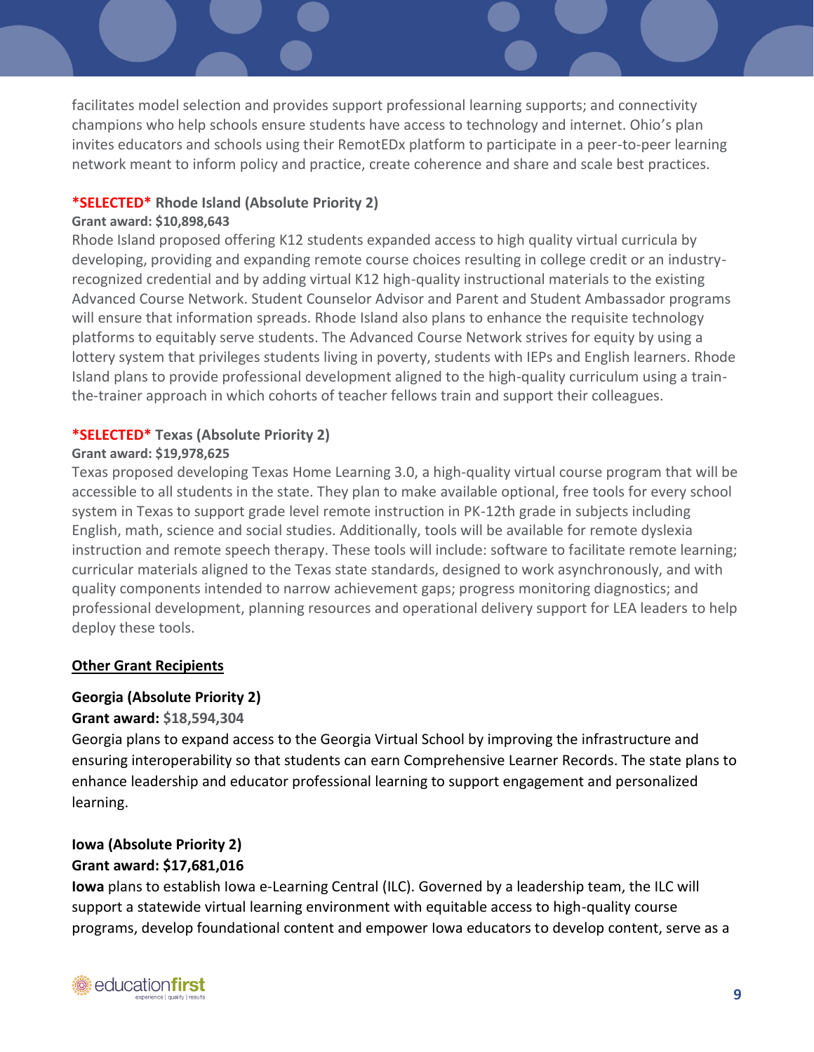facilitates model selection and provides support professional learning supports; and connectivity champions who help schools ensure students have access to technology and internet. Ohio's plan invites educators and schools using their RemotEDx platform to participate in a peer-to-peer learning network meant to inform policy and practice, create coherence and share and scale best practices.

### *SELECTED* Rhode Island (Absolute Priority 2)

**Grant award: $10,898,643**

Rhode Island proposed offering K12 students expanded access to high quality virtual curricula by developing, providing and expanding remote course choices resulting in college credit or an industry-recognized credential and by adding virtual K12 high-quality instructional materials to the existing Advanced Course Network. Student Counselor Advisor and Parent and Student Ambassador programs will ensure that information spreads. Rhode Island also plans to enhance the requisite technology platforms to equitably serve students. The Advanced Course Network strives for equity by using a lottery system that privileges students living in poverty, students with IEPs and English learners. Rhode Island plans to provide professional development aligned to the high-quality curriculum using a train-the-trainer approach in which cohorts of teacher fellows train and support their colleagues.

### *SELECTED* Texas (Absolute Priority 2)

**Grant award: $19,978,625**

Texas proposed developing Texas Home Learning 3.0, a high-quality virtual course program that will be accessible to all students in the state. They plan to make available optional, free tools for every school system in Texas to support grade level remote instruction in PK-12th grade in subjects including English, math, science and social studies. Additionally, tools will be available for remote dyslexia instruction and remote speech therapy. These tools will include: software to facilitate remote learning; curricular materials aligned to the Texas state standards, designed to work asynchronously, and with quality components intended to narrow achievement gaps; progress monitoring diagnostics; and professional development, planning resources and operational delivery support for LEA leaders to help deploy these tools.

## Other Grant Recipients

### Georgia (Absolute Priority 2)

**Grant award: $18,594,304**

Georgia plans to expand access to the Georgia Virtual School by improving the infrastructure and ensuring interoperability so that students can earn Comprehensive Learner Records. The state plans to enhance leadership and educator professional learning to support engagement and personalized learning.

### Iowa (Absolute Priority 2)

**Grant award: $17,681,016**

**Iowa** plans to establish Iowa e-Learning Central (ILC). Governed by a leadership team, the ILC will support a statewide virtual learning environment with equitable access to high-quality course programs, develop foundational content and empower Iowa educators to develop content, serve as a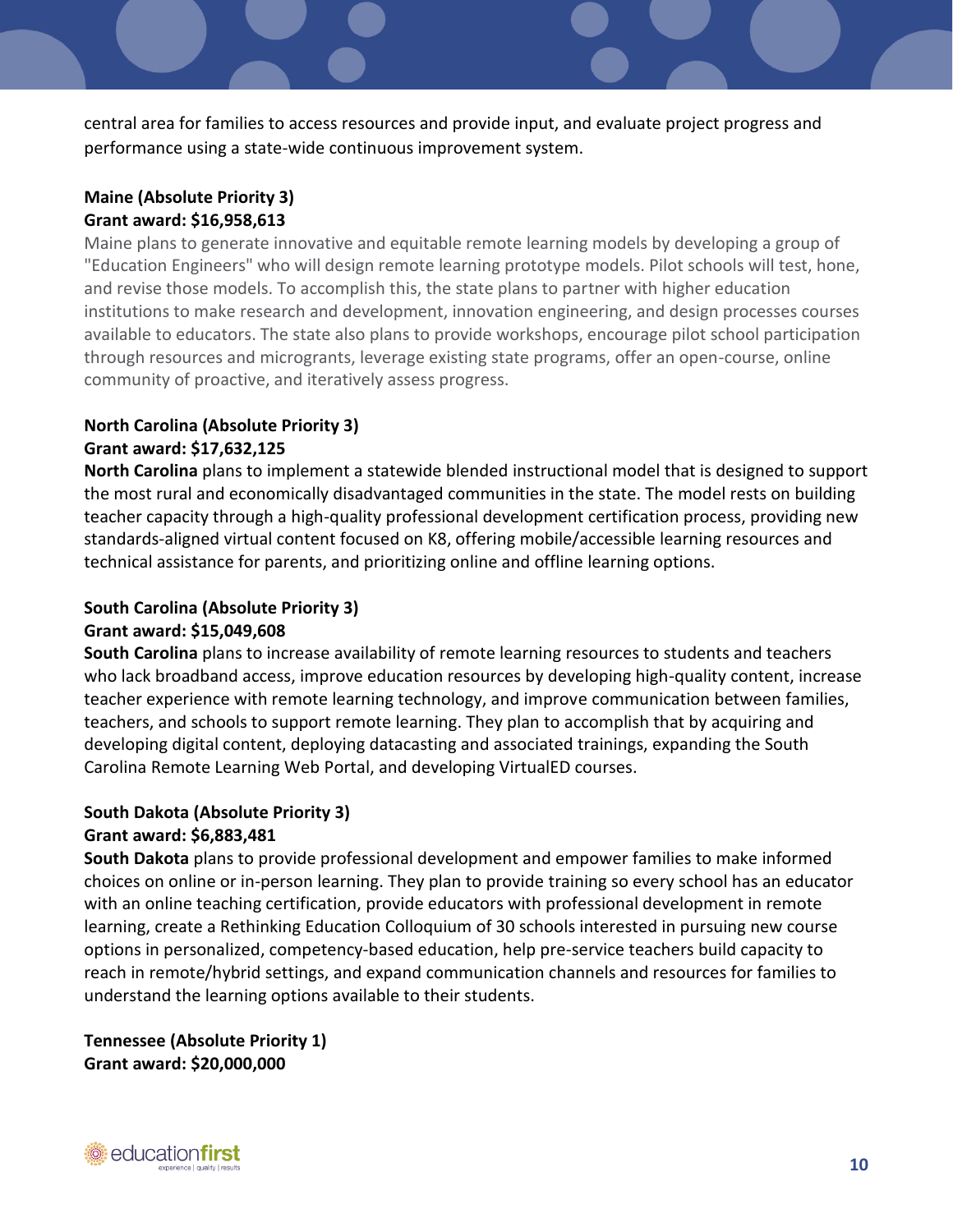central area for families to access resources and provide input, and evaluate project progress and performance using a state-wide continuous improvement system.

**Maine (Absolute Priority 3)**
**Grant award: $16,958,613**

Maine plans to generate innovative and equitable remote learning models by developing a group of "Education Engineers" who will design remote learning prototype models. Pilot schools will test, hone, and revise those models. To accomplish this, the state plans to partner with higher education institutions to make research and development, innovation engineering, and design processes courses available to educators. The state also plans to provide workshops, encourage pilot school participation through resources and microgrants, leverage existing state programs, offer an open-course, online community of proactive, and iteratively assess progress.

**North Carolina (Absolute Priority 3)**
**Grant award: $17,632,125**

**North Carolina** plans to implement a statewide blended instructional model that is designed to support the most rural and economically disadvantaged communities in the state. The model rests on building teacher capacity through a high-quality professional development certification process, providing new standards-aligned virtual content focused on K8, offering mobile/accessible learning resources and technical assistance for parents, and prioritizing online and offline learning options.

**South Carolina (Absolute Priority 3)**
**Grant award: $15,049,608**

**South Carolina** plans to increase availability of remote learning resources to students and teachers who lack broadband access, improve education resources by developing high-quality content, increase teacher experience with remote learning technology, and improve communication between families, teachers, and schools to support remote learning. They plan to accomplish that by acquiring and developing digital content, deploying datacasting and associated trainings, expanding the South Carolina Remote Learning Web Portal, and developing VirtualED courses.

**South Dakota (Absolute Priority 3)**
**Grant award: $6,883,481**

**South Dakota** plans to provide professional development and empower families to make informed choices on online or in-person learning. They plan to provide training so every school has an educator with an online teaching certification, provide educators with professional development in remote learning, create a Rethinking Education Colloquium of 30 schools interested in pursuing new course options in personalized, competency-based education, help pre-service teachers build capacity to reach in remote/hybrid settings, and expand communication channels and resources for families to understand the learning options available to their students.

**Tennessee (Absolute Priority 1)**
**Grant award: $20,000,000**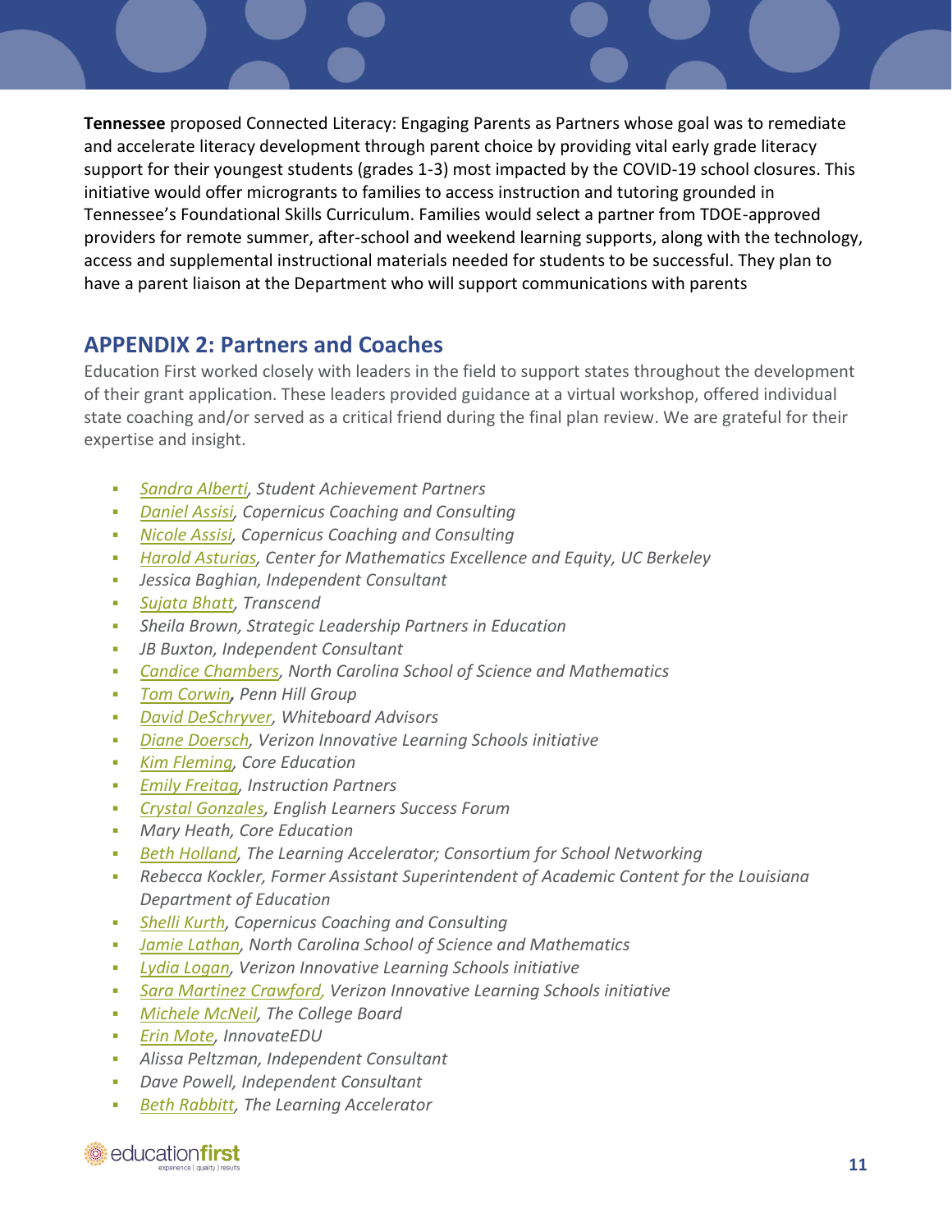**Tennessee** proposed Connected Literacy: Engaging Parents as Partners whose goal was to remediate and accelerate literacy development through parent choice by providing vital early grade literacy support for their youngest students (grades 1-3) most impacted by the COVID-19 school closures. This initiative would offer microgrants to families to access instruction and tutoring grounded in Tennessee's Foundational Skills Curriculum. Families would select a partner from TDOE-approved providers for remote summer, after-school and weekend learning supports, along with the technology, access and supplemental instructional materials needed for students to be successful. They plan to have a parent liaison at the Department who will support communications with parents

## APPENDIX 2: Partners and Coaches

Education First worked closely with leaders in the field to support states throughout the development of their grant application. These leaders provided guidance at a virtual workshop, offered individual state coaching and/or served as a critical friend during the final plan review. We are grateful for their expertise and insight.

- *Sandra Alberti, Student Achievement Partners*
- *Daniel Assisi, Copernicus Coaching and Consulting*
- *Nicole Assisi, Copernicus Coaching and Consulting*
- *Harold Asturias, Center for Mathematics Excellence and Equity, UC Berkeley*
- *Jessica Baghian, Independent Consultant*
- *Sujata Bhatt, Transcend*
- *Sheila Brown, Strategic Leadership Partners in Education*
- *JB Buxton, Independent Consultant*
- *Candice Chambers, North Carolina School of Science and Mathematics*
- *Tom Corwin, Penn Hill Group*
- *David DeSchryver, Whiteboard Advisors*
- *Diane Doersch, Verizon Innovative Learning Schools initiative*
- *Kim Fleming, Core Education*
- *Emily Freitag, Instruction Partners*
- *Crystal Gonzales, English Learners Success Forum*
- *Mary Heath, Core Education*
- *Beth Holland, The Learning Accelerator; Consortium for School Networking*
- *Rebecca Kockler, Former Assistant Superintendent of Academic Content for the Louisiana Department of Education*
- *Shelli Kurth, Copernicus Coaching and Consulting*
- *Jamie Lathan, North Carolina School of Science and Mathematics*
- *Lydia Logan, Verizon Innovative Learning Schools initiative*
- *Sara Martinez Crawford, Verizon Innovative Learning Schools initiative*
- *Michele McNeil, The College Board*
- *Erin Mote, InnovateEDU*
- *Alissa Peltzman, Independent Consultant*
- *Dave Powell, Independent Consultant*
- *Beth Rabbitt, The Learning Accelerator*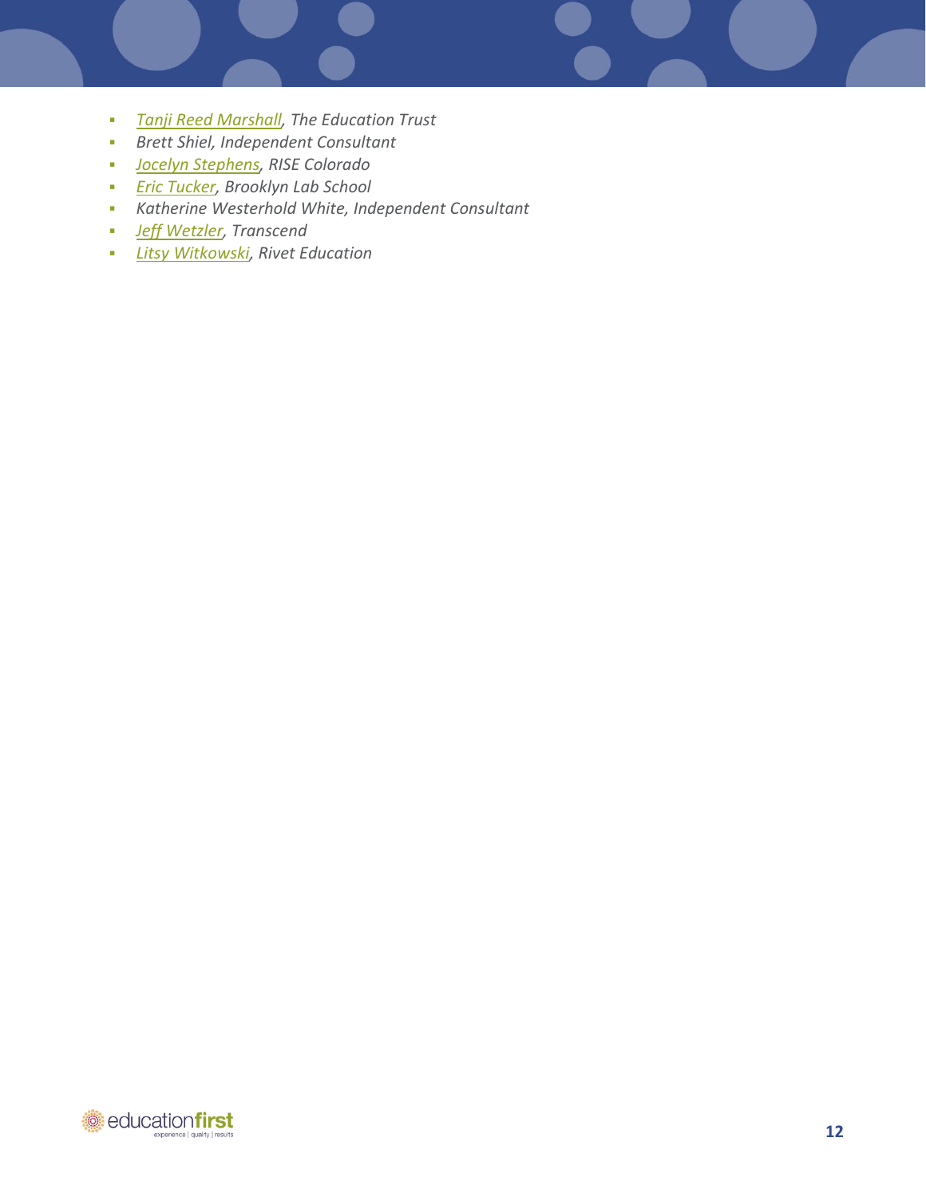- *Tanji Reed Marshall, The Education Trust*
- *Brett Shiel, Independent Consultant*
- *Jocelyn Stephens, RISE Colorado*
- *Eric Tucker, Brooklyn Lab School*
- *Katherine Westerhold White, Independent Consultant*
- *Jeff Wetzler, Transcend*
- *Litsy Witkowski, Rivet Education*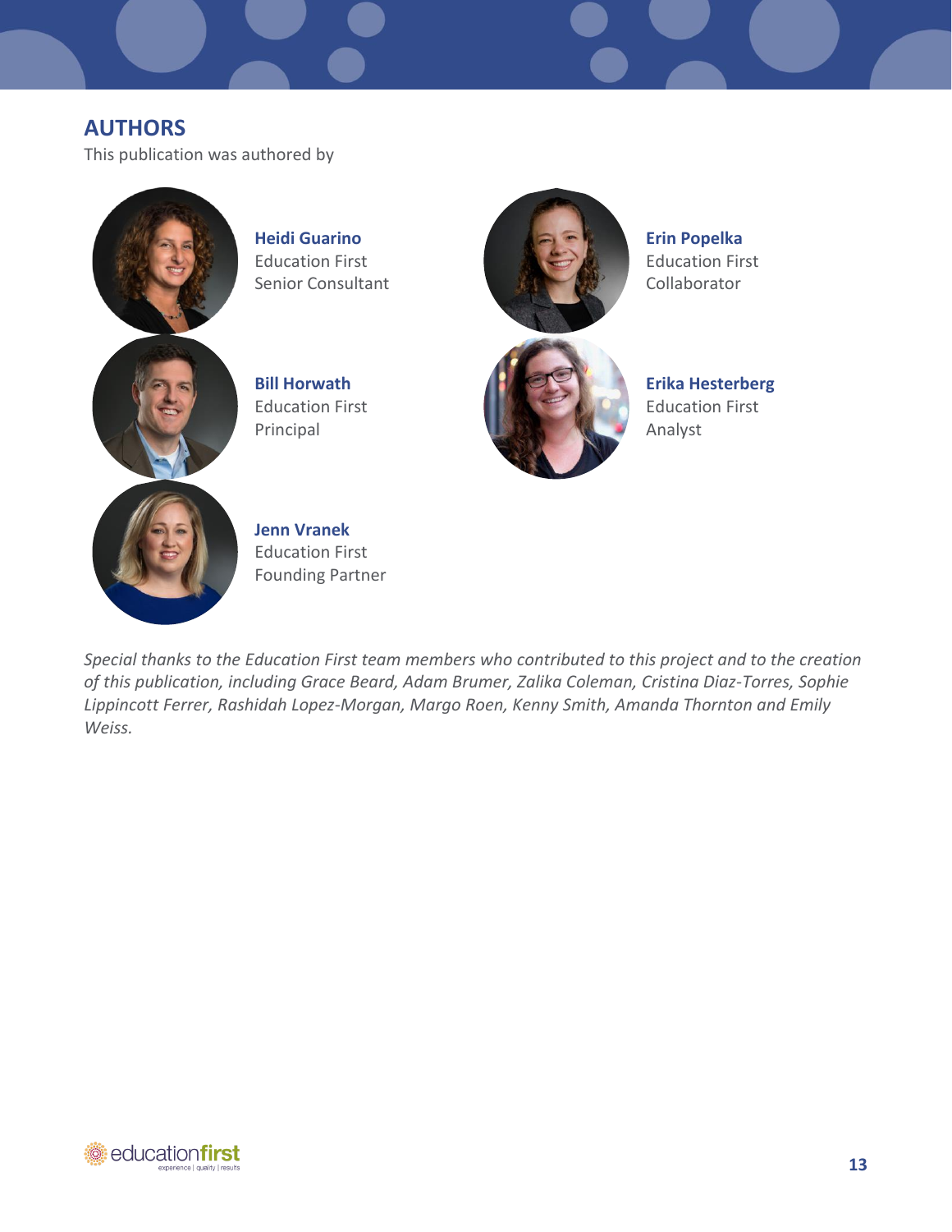## AUTHORS

This publication was authored by

**Heidi Guarino**
Education First
Senior Consultant

**Bill Horwath**
Education First
Principal

**Jenn Vranek**
Education First
Founding Partner

**Erin Popelka**
Education First
Collaborator

**Erika Hesterberg**
Education First
Analyst

*Special thanks to the Education First team members who contributed to this project and to the creation of this publication, including Grace Beard, Adam Brumer, Zalika Coleman, Cristina Diaz-Torres, Sophie Lippincott Ferrer, Rashidah Lopez-Morgan, Margo Roen, Kenny Smith, Amanda Thornton and Emily Weiss.*